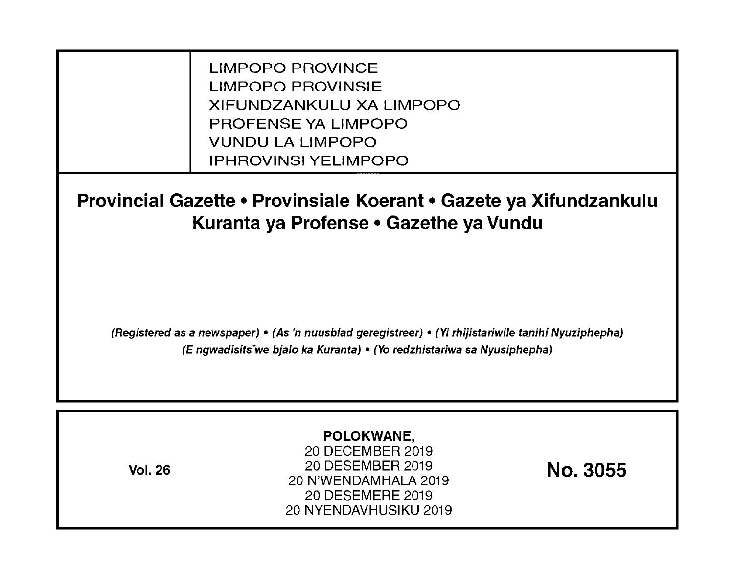LIMPOPO PROVINCE
LIMPOPO PROVINSIE
XIFUNDZANKULU XA LIMPOPO
PROFENSE YA LIMPOPO
VUNDU LA LIMPOPO
IPHROVINSI YELIMPOPO

# Provincial Gazette • Provinsiale Koerant • Gazete ya Xifundzankulu Kuranta ya Profense • Gazethe ya Vundu

*(Registered as a newspaper) • (As 'n nuusblad geregistreer) • (Yi rhijistariwile tanihi Nyuziphepha) (E ngwadisitšwe bjalo ka Kuranta) • (Yo redzhistariwa sa Nyusiphepha)*

**Vol. 26**

**POLOKWANE,**
20 DECEMBER 2019
20 DESEMBER 2019
20 N'WENDAMHALA 2019
20 DESEMERE 2019
20 NYENDAVHUSIKU 2019

**No. 3055**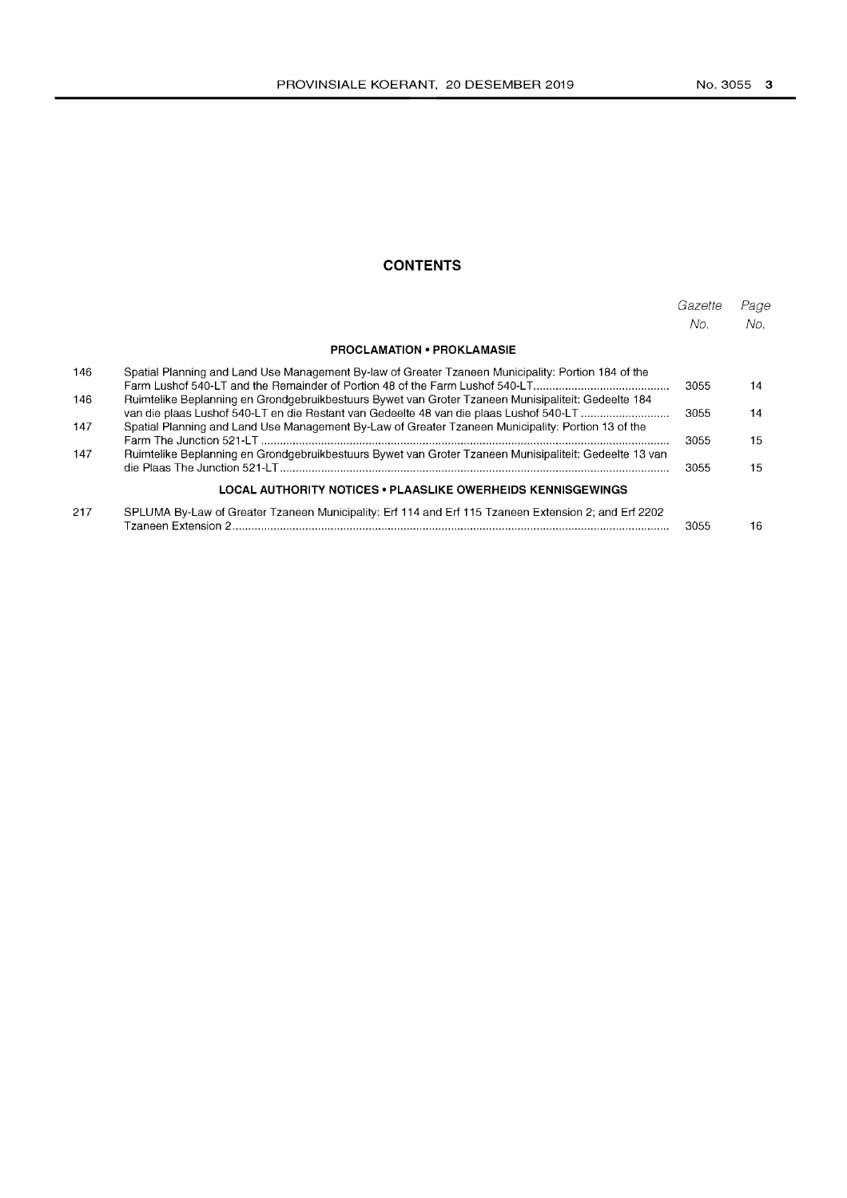## CONTENTS

| | | Gazette No. | Page No. |
|---|---|---|---|
| | **PROCLAMATION • PROKLAMASIE** | | |
| 146 | Spatial Planning and Land Use Management By-law of Greater Tzaneen Municipality: Portion 184 of the Farm Lushof 540-LT and the Remainder of Portion 48 of the Farm Lushof 540-LT | 3055 | 14 |
| 146 | Ruimtelike Beplanning en Grondgebruikbestuurs Bywet van Groter Tzaneen Munisipaliteit: Gedeelte 184 van die plaas Lushof 540-LT en die Restant van Gedeelte 48 van die plaas Lushof 540-LT | 3055 | 14 |
| 147 | Spatial Planning and Land Use Management By-Law of Greater Tzaneen Municipality: Portion 13 of the Farm The Junction 521-LT | 3055 | 15 |
| 147 | Ruimtelike Beplanning en Grondgebruikbestuurs Bywet van Groter Tzaneen Munisipaliteit: Gedeelte 13 van die Plaas The Junction 521-LT | 3055 | 15 |
| | **LOCAL AUTHORITY NOTICES • PLAASLIKE OWERHEIDS KENNISGEWINGS** | | |
| 217 | SPLUMA By-Law of Greater Tzaneen Municipality: Erf 114 and Erf 115 Tzaneen Extension 2; and Erf 2202 Tzaneen Extension 2 | 3055 | 16 |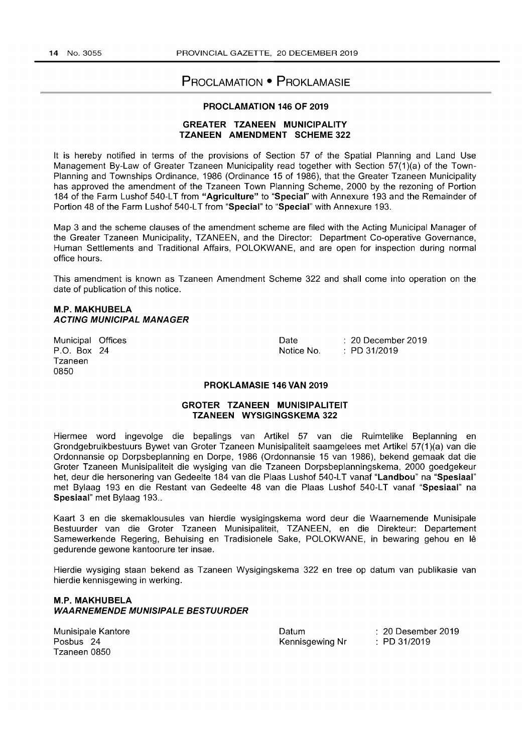# PROCLAMATION • PROKLAMASIE

## PROCLAMATION 146 OF 2019

### GREATER TZANEEN MUNICIPALITY
### TZANEEN AMENDMENT SCHEME 322

It is hereby notified in terms of the provisions of Section 57 of the Spatial Planning and Land Use Management By-Law of Greater Tzaneen Municipality read together with Section 57(1)(a) of the Town-Planning and Townships Ordinance, 1986 (Ordinance 15 of 1986), that the Greater Tzaneen Municipality has approved the amendment of the Tzaneen Town Planning Scheme, 2000 by the rezoning of Portion 184 of the Farm Lushof 540-LT from "**Agriculture**" to "**Special**" with Annexure 193 and the Remainder of Portion 48 of the Farm Lushof 540-LT from "**Special**" to "**Special**" with Annexure 193.

Map 3 and the scheme clauses of the amendment scheme are filed with the Acting Municipal Manager of the Greater Tzaneen Municipality, TZANEEN, and the Director: Department Co-operative Governance, Human Settlements and Traditional Affairs, POLOKWANE, and are open for inspection during normal office hours.

This amendment is known as Tzaneen Amendment Scheme 322 and shall come into operation on the date of publication of this notice.

**M.P. MAKHUBELA**
***ACTING MUNICIPAL MANAGER***

Municipal Offices
P.O. Box 24
Tzaneen
0850

Date : 20 December 2019
Notice No. : PD 31/2019

## PROKLAMASIE 146 VAN 2019

### GROTER TZANEEN MUNISIPALITEIT
### TZANEEN WYSIGINGSKEMA 322

Hiermee word ingevolge die bepalings van Artikel 57 van die Ruimtelike Beplanning en Grondgebruikbestuurs Bywet van Groter Tzaneen Munisipaliteit saamgelees met Artikel 57(1)(a) van die Ordonnansie op Dorpsbeplanning en Dorpe, 1986 (Ordonnansie 15 van 1986), bekend gemaak dat die Groter Tzaneen Munisipaliteit die wysiging van die Tzaneen Dorpsbeplanningskema, 2000 goedgekeur het, deur die hersonering van Gedeelte 184 van die Plaas Lushof 540-LT vanaf "**Landbou**" na "**Spesiaal**" met Bylaag 193 en die Restant van Gedeelte 48 van die Plaas Lushof 540-LT vanaf "**Spesiaal**" na **Spesiaal**" met Bylaag 193..

Kaart 3 en die skemaklousules van hierdie wysigingskema word deur die Waarnemende Munisipale Bestuurder van die Groter Tzaneen Munisipaliteit, TZANEEN, en die Direkteur: Departement Samewerkende Regering, Behuising en Tradisionele Sake, POLOKWANE, in bewaring gehou en lê gedurende gewone kantoorure ter insae.

Hierdie wysiging staan bekend as Tzaneen Wysigingskema 322 en tree op datum van publikasie van hierdie kennisgewing in werking.

**M.P. MAKHUBELA**
***WAARNEMENDE MUNISIPALE BESTUURDER***

Munisipale Kantore
Posbus 24
Tzaneen 0850

Datum : 20 Desember 2019
Kennisgewing Nr : PD 31/2019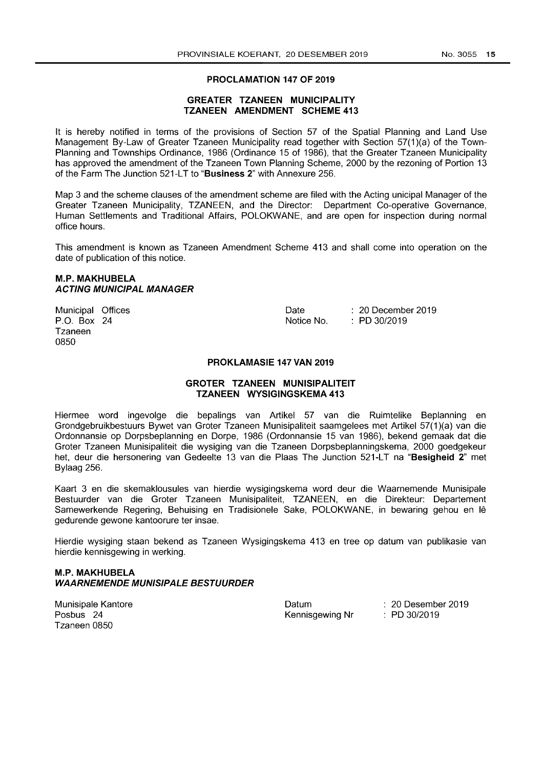## PROCLAMATION 147 OF 2019

### GREATER TZANEEN MUNICIPALITY
### TZANEEN AMENDMENT SCHEME 413

It is hereby notified in terms of the provisions of Section 57 of the Spatial Planning and Land Use Management By-Law of Greater Tzaneen Municipality read together with Section 57(1)(a) of the Town-Planning and Townships Ordinance, 1986 (Ordinance 15 of 1986), that the Greater Tzaneen Municipality has approved the amendment of the Tzaneen Town Planning Scheme, 2000 by the rezoning of Portion 13 of the Farm The Junction 521-LT to "**Business 2**" with Annexure 256.

Map 3 and the scheme clauses of the amendment scheme are filed with the Acting unicipal Manager of the Greater Tzaneen Municipality, TZANEEN, and the Director: Department Co-operative Governance, Human Settlements and Traditional Affairs, POLOKWANE, and are open for inspection during normal office hours.

This amendment is known as Tzaneen Amendment Scheme 413 and shall come into operation on the date of publication of this notice.

**M.P. MAKHUBELA**
***ACTING MUNICIPAL MANAGER***

Municipal Offices
P.O. Box 24
Tzaneen
0850

Date : 20 December 2019
Notice No. : PD 30/2019

## PROKLAMASIE 147 VAN 2019

### GROTER TZANEEN MUNISIPALITEIT
### TZANEEN WYSIGINGSKEMA 413

Hiermee word ingevolge die bepalings van Artikel 57 van die Ruimtelike Beplanning en Grondgebruikbestuurs Bywet van Groter Tzaneen Munisipaliteit saamgelees met Artikel 57(1)(a) van die Ordonnansie op Dorpsbeplanning en Dorpe, 1986 (Ordonnansie 15 van 1986), bekend gemaak dat die Groter Tzaneen Munisipaliteit die wysiging van die Tzaneen Dorpsbeplanningskema, 2000 goedgekeur het, deur die hersonering van Gedeelte 13 van die Plaas The Junction 521-LT na "**Besigheid 2**" met Bylaag 256.

Kaart 3 en die skemaklousules van hierdie wysigingskema word deur die Waarnemende Munisipale Bestuurder van die Groter Tzaneen Munisipaliteit, TZANEEN, en die Direkteur: Departement Samewerkende Regering, Behuising en Tradisionele Sake, POLOKWANE, in bewaring gehou en lê gedurende gewone kantoorure ter insae.

Hierdie wysiging staan bekend as Tzaneen Wysigingskema 413 en tree op datum van publikasie van hierdie kennisgewing in werking.

**M.P. MAKHUBELA**
***WAARNEMENDE MUNISIPALE BESTUURDER***

Munisipale Kantore
Posbus 24
Tzaneen 0850

Datum : 20 Desember 2019
Kennisgewing Nr : PD 30/2019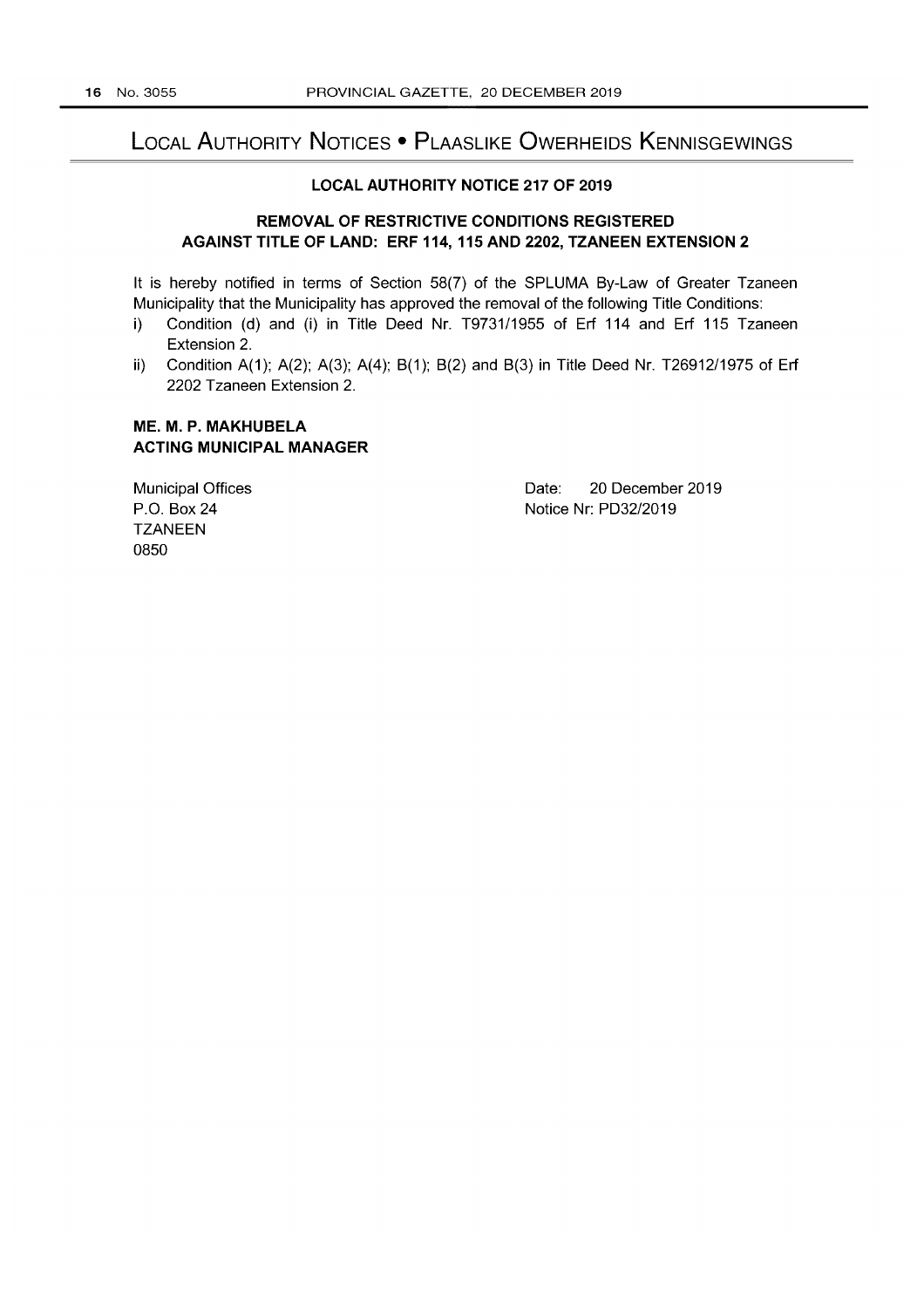# Local Authority Notices • Plaaslike Owerheids Kennisgewings

## LOCAL AUTHORITY NOTICE 217 OF 2019

### REMOVAL OF RESTRICTIVE CONDITIONS REGISTERED AGAINST TITLE OF LAND: ERF 114, 115 AND 2202, TZANEEN EXTENSION 2

It is hereby notified in terms of Section 58(7) of the SPLUMA By-Law of Greater Tzaneen Municipality that the Municipality has approved the removal of the following Title Conditions:

i) Condition (d) and (i) in Title Deed Nr. T9731/1955 of Erf 114 and Erf 115 Tzaneen Extension 2.

ii) Condition A(1); A(2); A(3); A(4); B(1); B(2) and B(3) in Title Deed Nr. T26912/1975 of Erf 2202 Tzaneen Extension 2.

**ME. M. P. MAKHUBELA**
**ACTING MUNICIPAL MANAGER**

Municipal Offices
P.O. Box 24
TZANEEN
0850

Date: 20 December 2019
Notice Nr: PD32/2019